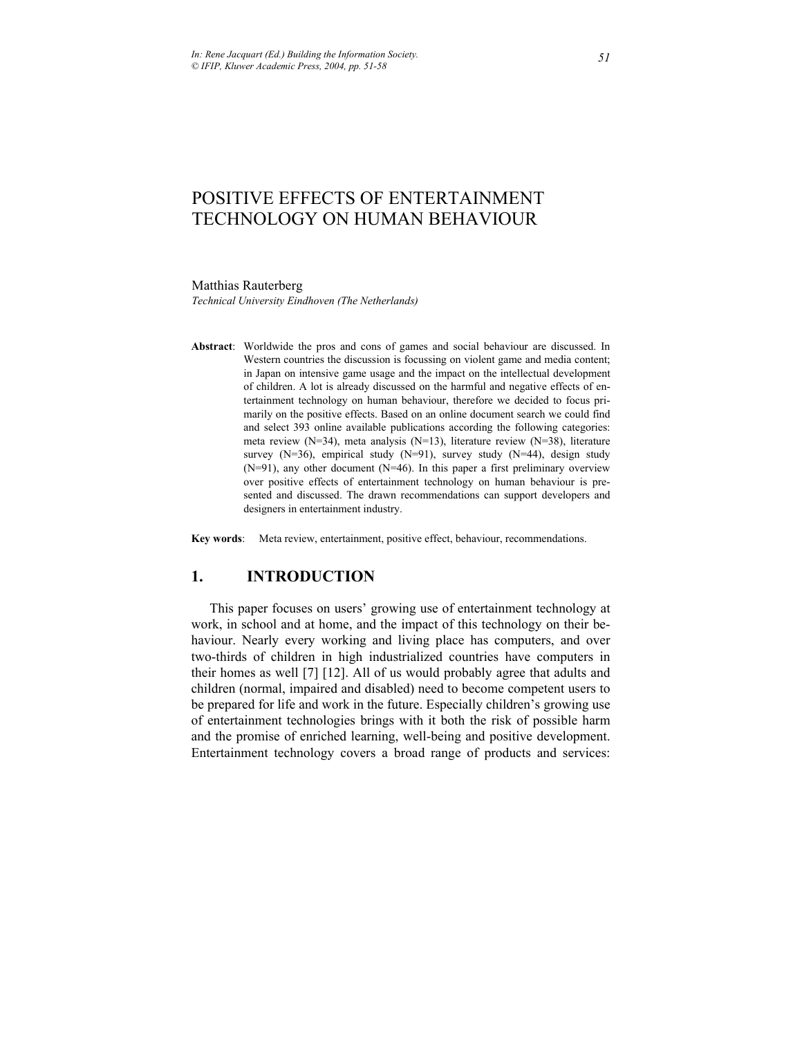*In: Rene Jacquart (Ed.) Building the Information Society.*
*© IFIP, Kluwer Academic Press, 2004, pp. 51-58*

# POSITIVE EFFECTS OF ENTERTAINMENT TECHNOLOGY ON HUMAN BEHAVIOUR

Matthias Rauterberg

*Technical University Eindhoven (The Netherlands)*

**Abstract**: Worldwide the pros and cons of games and social behaviour are discussed. In Western countries the discussion is focussing on violent game and media content; in Japan on intensive game usage and the impact on the intellectual development of children. A lot is already discussed on the harmful and negative effects of entertainment technology on human behaviour, therefore we decided to focus primarily on the positive effects. Based on an online document search we could find and select 393 online available publications according the following categories: meta review (N=34), meta analysis (N=13), literature review (N=38), literature survey (N=36), empirical study (N=91), survey study (N=44), design study (N=91), any other document (N=46). In this paper a first preliminary overview over positive effects of entertainment technology on human behaviour is presented and discussed. The drawn recommendations can support developers and designers in entertainment industry.

**Key words**: Meta review, entertainment, positive effect, behaviour, recommendations.

## 1. INTRODUCTION

This paper focuses on users' growing use of entertainment technology at work, in school and at home, and the impact of this technology on their behaviour. Nearly every working and living place has computers, and over two-thirds of children in high industrialized countries have computers in their homes as well [7] [12]. All of us would probably agree that adults and children (normal, impaired and disabled) need to become competent users to be prepared for life and work in the future. Especially children's growing use of entertainment technologies brings with it both the risk of possible harm and the promise of enriched learning, well-being and positive development. Entertainment technology covers a broad range of products and services: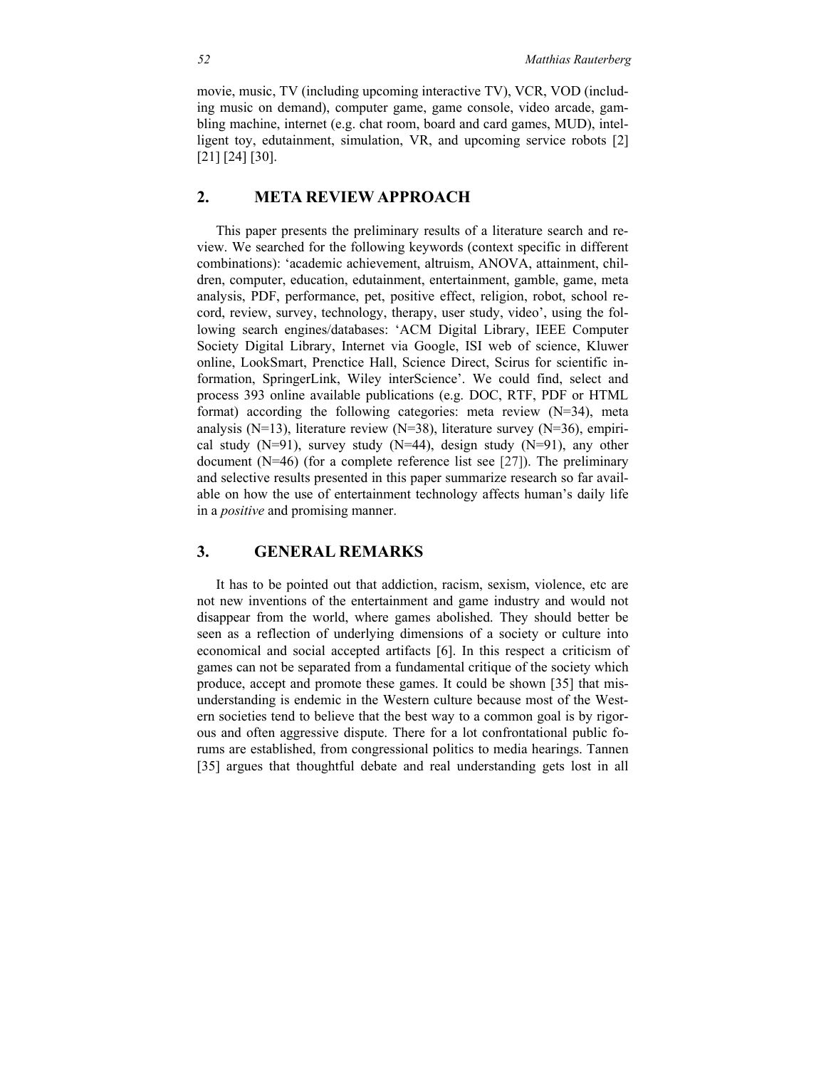movie, music, TV (including upcoming interactive TV), VCR, VOD (including music on demand), computer game, game console, video arcade, gambling machine, internet (e.g. chat room, board and card games, MUD), intelligent toy, edutainment, simulation, VR, and upcoming service robots [2] [21] [24] [30].

## 2. META REVIEW APPROACH

This paper presents the preliminary results of a literature search and review. We searched for the following keywords (context specific in different combinations): 'academic achievement, altruism, ANOVA, attainment, children, computer, education, edutainment, entertainment, gamble, game, meta analysis, PDF, performance, pet, positive effect, religion, robot, school record, review, survey, technology, therapy, user study, video', using the following search engines/databases: 'ACM Digital Library, IEEE Computer Society Digital Library, Internet via Google, ISI web of science, Kluwer online, LookSmart, Prenctice Hall, Science Direct, Scirus for scientific information, SpringerLink, Wiley interScience'. We could find, select and process 393 online available publications (e.g. DOC, RTF, PDF or HTML format) according the following categories: meta review (N=34), meta analysis (N=13), literature review (N=38), literature survey (N=36), empirical study (N=91), survey study (N=44), design study (N=91), any other document (N=46) (for a complete reference list see [27]). The preliminary and selective results presented in this paper summarize research so far available on how the use of entertainment technology affects human's daily life in a *positive* and promising manner.

## 3. GENERAL REMARKS

It has to be pointed out that addiction, racism, sexism, violence, etc are not new inventions of the entertainment and game industry and would not disappear from the world, where games abolished. They should better be seen as a reflection of underlying dimensions of a society or culture into economical and social accepted artifacts [6]. In this respect a criticism of games can not be separated from a fundamental critique of the society which produce, accept and promote these games. It could be shown [35] that misunderstanding is endemic in the Western culture because most of the Western societies tend to believe that the best way to a common goal is by rigorous and often aggressive dispute. There for a lot confrontational public forums are established, from congressional politics to media hearings. Tannen [35] argues that thoughtful debate and real understanding gets lost in all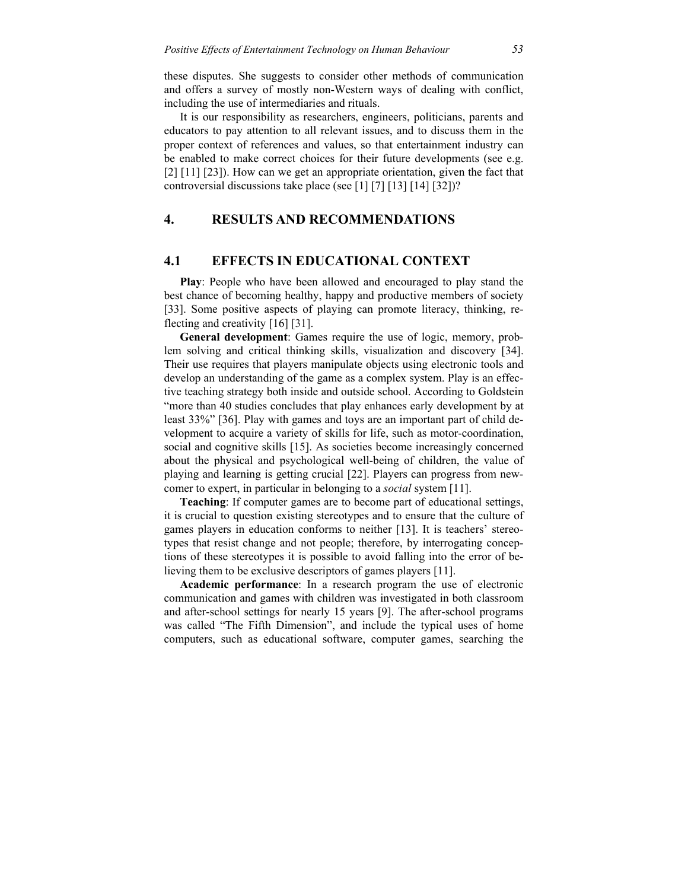these disputes. She suggests to consider other methods of communication and offers a survey of mostly non-Western ways of dealing with conflict, including the use of intermediaries and rituals.

It is our responsibility as researchers, engineers, politicians, parents and educators to pay attention to all relevant issues, and to discuss them in the proper context of references and values, so that entertainment industry can be enabled to make correct choices for their future developments (see e.g. [2] [11] [23]). How can we get an appropriate orientation, given the fact that controversial discussions take place (see [1] [7] [13] [14] [32])?

## 4. RESULTS AND RECOMMENDATIONS

### 4.1 EFFECTS IN EDUCATIONAL CONTEXT

**Play**: People who have been allowed and encouraged to play stand the best chance of becoming healthy, happy and productive members of society [33]. Some positive aspects of playing can promote literacy, thinking, reflecting and creativity [16] [31].

**General development**: Games require the use of logic, memory, problem solving and critical thinking skills, visualization and discovery [34]. Their use requires that players manipulate objects using electronic tools and develop an understanding of the game as a complex system. Play is an effective teaching strategy both inside and outside school. According to Goldstein "more than 40 studies concludes that play enhances early development by at least 33%" [36]. Play with games and toys are an important part of child development to acquire a variety of skills for life, such as motor-coordination, social and cognitive skills [15]. As societies become increasingly concerned about the physical and psychological well-being of children, the value of playing and learning is getting crucial [22]. Players can progress from newcomer to expert, in particular in belonging to a *social* system [11].

**Teaching**: If computer games are to become part of educational settings, it is crucial to question existing stereotypes and to ensure that the culture of games players in education conforms to neither [13]. It is teachers' stereotypes that resist change and not people; therefore, by interrogating conceptions of these stereotypes it is possible to avoid falling into the error of believing them to be exclusive descriptors of games players [11].

**Academic performance**: In a research program the use of electronic communication and games with children was investigated in both classroom and after-school settings for nearly 15 years [9]. The after-school programs was called "The Fifth Dimension", and include the typical uses of home computers, such as educational software, computer games, searching the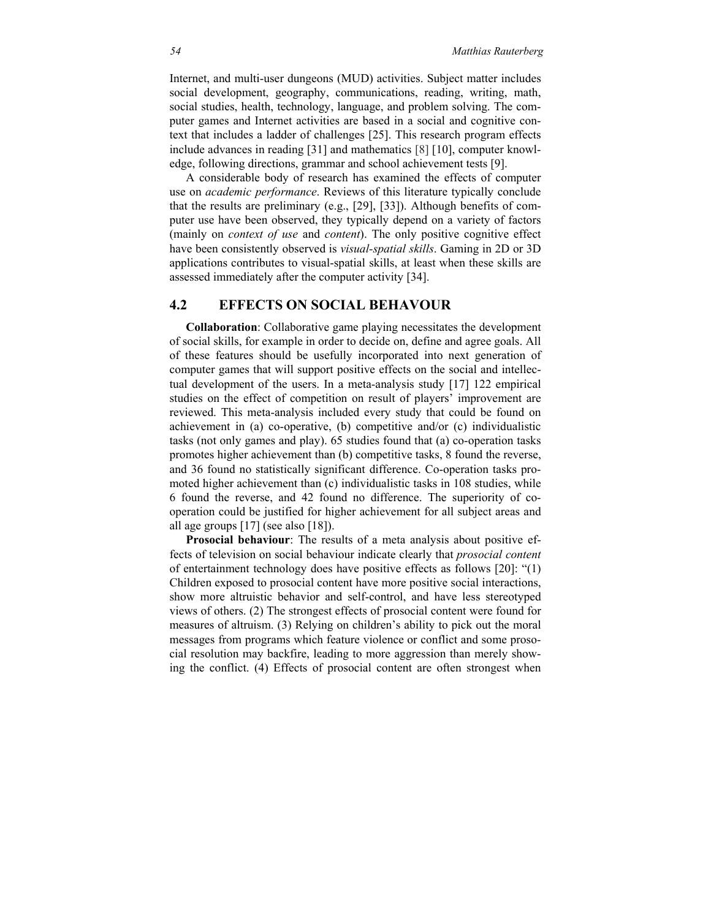Internet, and multi-user dungeons (MUD) activities. Subject matter includes social development, geography, communications, reading, writing, math, social studies, health, technology, language, and problem solving. The computer games and Internet activities are based in a social and cognitive context that includes a ladder of challenges [25]. This research program effects include advances in reading [31] and mathematics [8] [10], computer knowledge, following directions, grammar and school achievement tests [9].

A considerable body of research has examined the effects of computer use on *academic performance*. Reviews of this literature typically conclude that the results are preliminary (e.g., [29], [33]). Although benefits of computer use have been observed, they typically depend on a variety of factors (mainly on *context of use* and *content*). The only positive cognitive effect have been consistently observed is *visual-spatial skills*. Gaming in 2D or 3D applications contributes to visual-spatial skills, at least when these skills are assessed immediately after the computer activity [34].

## 4.2 EFFECTS ON SOCIAL BEHAVOUR

**Collaboration**: Collaborative game playing necessitates the development of social skills, for example in order to decide on, define and agree goals. All of these features should be usefully incorporated into next generation of computer games that will support positive effects on the social and intellectual development of the users. In a meta-analysis study [17] 122 empirical studies on the effect of competition on result of players' improvement are reviewed. This meta-analysis included every study that could be found on achievement in (a) co-operative, (b) competitive and/or (c) individualistic tasks (not only games and play). 65 studies found that (a) co-operation tasks promotes higher achievement than (b) competitive tasks, 8 found the reverse, and 36 found no statistically significant difference. Co-operation tasks promoted higher achievement than (c) individualistic tasks in 108 studies, while 6 found the reverse, and 42 found no difference. The superiority of co-operation could be justified for higher achievement for all subject areas and all age groups [17] (see also [18]).

**Prosocial behaviour**: The results of a meta analysis about positive effects of television on social behaviour indicate clearly that *prosocial content* of entertainment technology does have positive effects as follows [20]: "(1) Children exposed to prosocial content have more positive social interactions, show more altruistic behavior and self-control, and have less stereotyped views of others. (2) The strongest effects of prosocial content were found for measures of altruism. (3) Relying on children's ability to pick out the moral messages from programs which feature violence or conflict and some prosocial resolution may backfire, leading to more aggression than merely showing the conflict. (4) Effects of prosocial content are often strongest when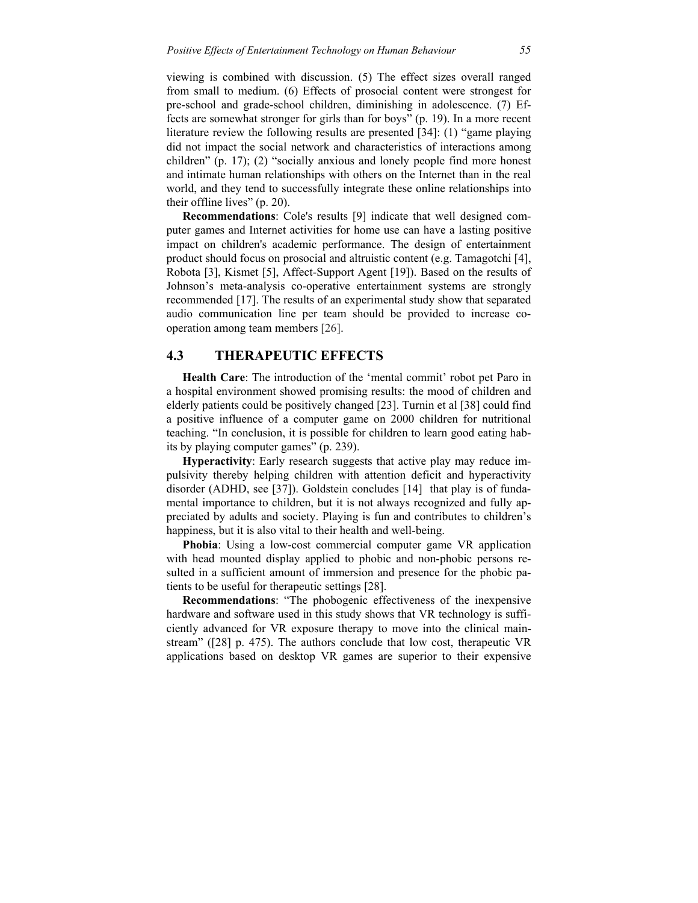viewing is combined with discussion. (5) The effect sizes overall ranged from small to medium. (6) Effects of prosocial content were strongest for pre-school and grade-school children, diminishing in adolescence. (7) Effects are somewhat stronger for girls than for boys" (p. 19). In a more recent literature review the following results are presented [34]: (1) "game playing did not impact the social network and characteristics of interactions among children" (p. 17); (2) "socially anxious and lonely people find more honest and intimate human relationships with others on the Internet than in the real world, and they tend to successfully integrate these online relationships into their offline lives" (p. 20).

**Recommendations**: Cole's results [9] indicate that well designed computer games and Internet activities for home use can have a lasting positive impact on children's academic performance. The design of entertainment product should focus on prosocial and altruistic content (e.g. Tamagotchi [4], Robota [3], Kismet [5], Affect-Support Agent [19]). Based on the results of Johnson's meta-analysis co-operative entertainment systems are strongly recommended [17]. The results of an experimental study show that separated audio communication line per team should be provided to increase co-operation among team members [26].

## 4.3 THERAPEUTIC EFFECTS

**Health Care**: The introduction of the 'mental commit' robot pet Paro in a hospital environment showed promising results: the mood of children and elderly patients could be positively changed [23]. Turnin et al [38] could find a positive influence of a computer game on 2000 children for nutritional teaching. "In conclusion, it is possible for children to learn good eating habits by playing computer games" (p. 239).

**Hyperactivity**: Early research suggests that active play may reduce impulsivity thereby helping children with attention deficit and hyperactivity disorder (ADHD, see [37]). Goldstein concludes [14] that play is of fundamental importance to children, but it is not always recognized and fully appreciated by adults and society. Playing is fun and contributes to children's happiness, but it is also vital to their health and well-being.

**Phobia**: Using a low-cost commercial computer game VR application with head mounted display applied to phobic and non-phobic persons resulted in a sufficient amount of immersion and presence for the phobic patients to be useful for therapeutic settings [28].

**Recommendations**: "The phobogenic effectiveness of the inexpensive hardware and software used in this study shows that VR technology is sufficiently advanced for VR exposure therapy to move into the clinical mainstream" ([28] p. 475). The authors conclude that low cost, therapeutic VR applications based on desktop VR games are superior to their expensive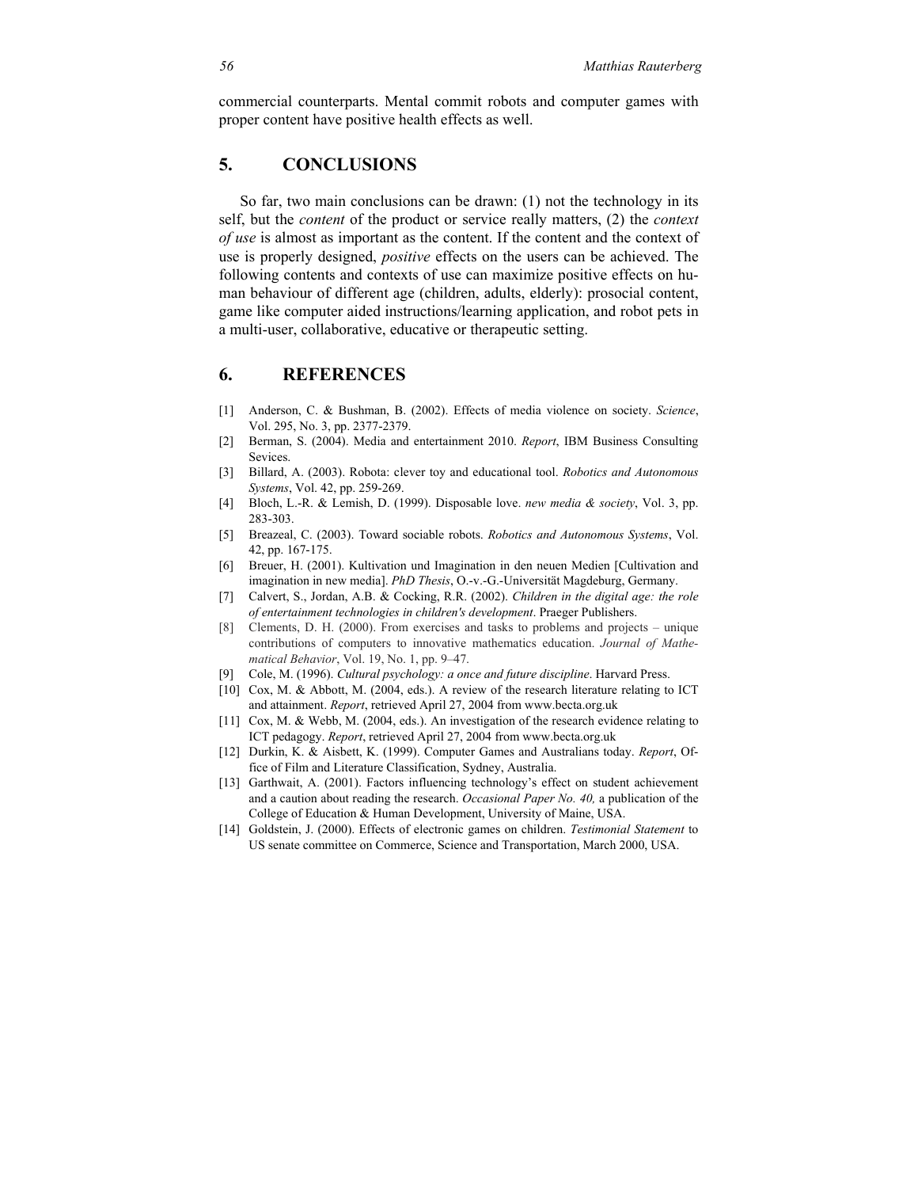commercial counterparts. Mental commit robots and computer games with proper content have positive health effects as well.

## 5. CONCLUSIONS

So far, two main conclusions can be drawn: (1) not the technology in its self, but the *content* of the product or service really matters, (2) the *context of use* is almost as important as the content. If the content and the context of use is properly designed, *positive* effects on the users can be achieved. The following contents and contexts of use can maximize positive effects on human behaviour of different age (children, adults, elderly): prosocial content, game like computer aided instructions/learning application, and robot pets in a multi-user, collaborative, educative or therapeutic setting.

## 6. REFERENCES

[1] Anderson, C. & Bushman, B. (2002). Effects of media violence on society. *Science*, Vol. 295, No. 3, pp. 2377-2379.

[2] Berman, S. (2004). Media and entertainment 2010. *Report*, IBM Business Consulting Sevices.

[3] Billard, A. (2003). Robota: clever toy and educational tool. *Robotics and Autonomous Systems*, Vol. 42, pp. 259-269.

[4] Bloch, L.-R. & Lemish, D. (1999). Disposable love. *new media & society*, Vol. 3, pp. 283-303.

[5] Breazeal, C. (2003). Toward sociable robots. *Robotics and Autonomous Systems*, Vol. 42, pp. 167-175.

[6] Breuer, H. (2001). Kultivation und Imagination in den neuen Medien [Cultivation and imagination in new media]. *PhD Thesis*, O.-v.-G.-Universität Magdeburg, Germany.

[7] Calvert, S., Jordan, A.B. & Cocking, R.R. (2002). *Children in the digital age: the role of entertainment technologies in children's development*. Praeger Publishers.

[8] Clements, D. H. (2000). From exercises and tasks to problems and projects – unique contributions of computers to innovative mathematics education. *Journal of Mathematical Behavior*, Vol. 19, No. 1, pp. 9–47.

[9] Cole, M. (1996). *Cultural psychology: a once and future discipline*. Harvard Press.

[10] Cox, M. & Abbott, M. (2004, eds.). A review of the research literature relating to ICT and attainment. *Report*, retrieved April 27, 2004 from www.becta.org.uk

[11] Cox, M. & Webb, M. (2004, eds.). An investigation of the research evidence relating to ICT pedagogy. *Report*, retrieved April 27, 2004 from www.becta.org.uk

[12] Durkin, K. & Aisbett, K. (1999). Computer Games and Australians today. *Report*, Office of Film and Literature Classification, Sydney, Australia.

[13] Garthwait, A. (2001). Factors influencing technology's effect on student achievement and a caution about reading the research. *Occasional Paper No. 40,* a publication of the College of Education & Human Development, University of Maine, USA.

[14] Goldstein, J. (2000). Effects of electronic games on children. *Testimonial Statement* to US senate committee on Commerce, Science and Transportation, March 2000, USA.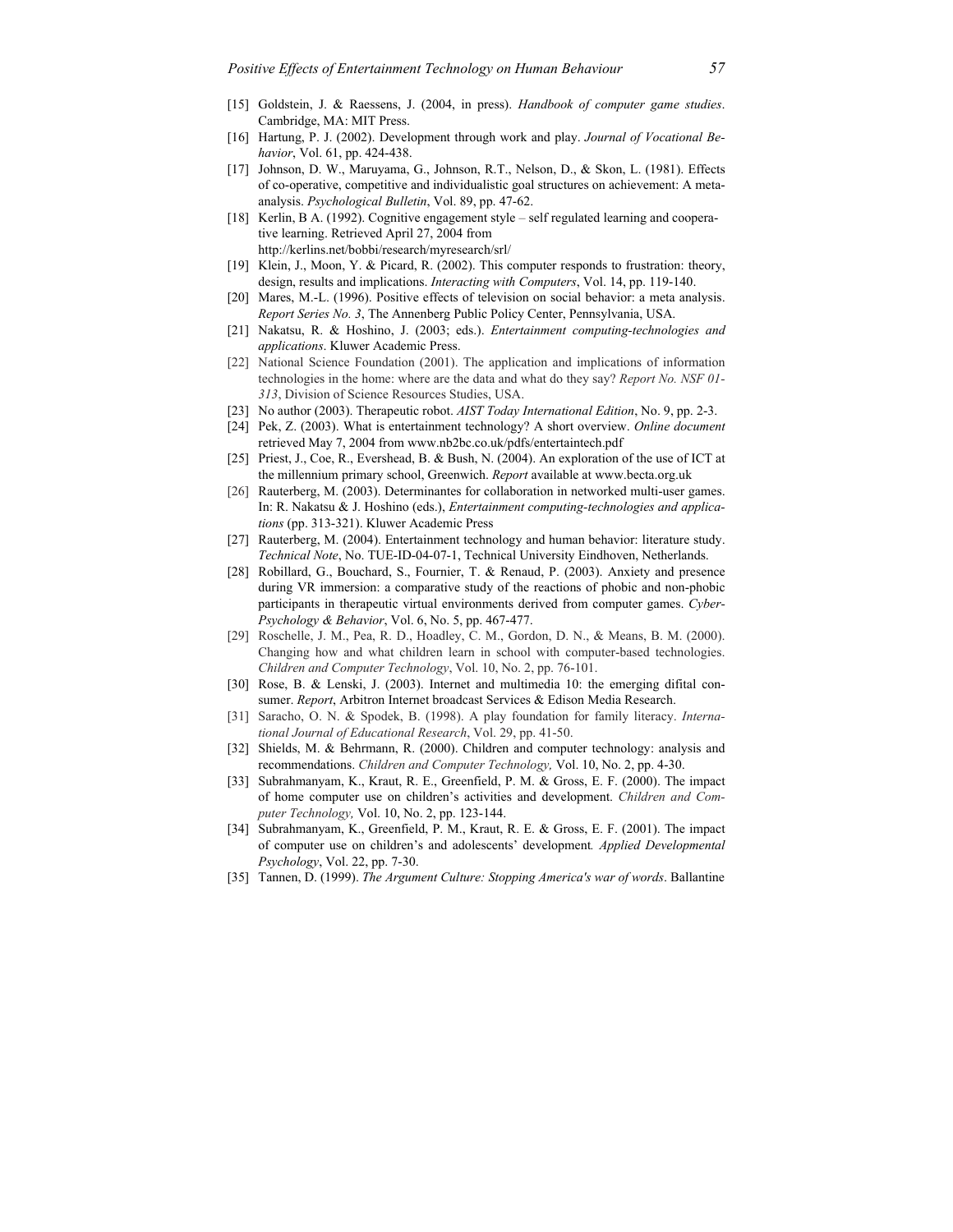[15] Goldstein, J. & Raessens, J. (2004, in press). *Handbook of computer game studies*. Cambridge, MA: MIT Press.

[16] Hartung, P. J. (2002). Development through work and play. *Journal of Vocational Behavior*, Vol. 61, pp. 424-438.

[17] Johnson, D. W., Maruyama, G., Johnson, R.T., Nelson, D., & Skon, L. (1981). Effects of co-operative, competitive and individualistic goal structures on achievement: A meta-analysis. *Psychological Bulletin*, Vol. 89, pp. 47-62.

[18] Kerlin, B A. (1992). Cognitive engagement style – self regulated learning and cooperative learning. Retrieved April 27, 2004 from http://kerlins.net/bobbi/research/myresearch/srl/

[19] Klein, J., Moon, Y. & Picard, R. (2002). This computer responds to frustration: theory, design, results and implications. *Interacting with Computers*, Vol. 14, pp. 119-140.

[20] Mares, M.-L. (1996). Positive effects of television on social behavior: a meta analysis. *Report Series No. 3*, The Annenberg Public Policy Center, Pennsylvania, USA.

[21] Nakatsu, R. & Hoshino, J. (2003; eds.). *Entertainment computing-technologies and applications*. Kluwer Academic Press.

[22] National Science Foundation (2001). The application and implications of information technologies in the home: where are the data and what do they say? *Report No. NSF 01-313*, Division of Science Resources Studies, USA.

[23] No author (2003). Therapeutic robot. *AIST Today International Edition*, No. 9, pp. 2-3.

[24] Pek, Z. (2003). What is entertainment technology? A short overview. *Online document* retrieved May 7, 2004 from www.nb2bc.co.uk/pdfs/entertaintech.pdf

[25] Priest, J., Coe, R., Evershead, B. & Bush, N. (2004). An exploration of the use of ICT at the millennium primary school, Greenwich. *Report* available at www.becta.org.uk

[26] Rauterberg, M. (2003). Determinantes for collaboration in networked multi-user games. In: R. Nakatsu & J. Hoshino (eds.), *Entertainment computing-technologies and applications* (pp. 313-321). Kluwer Academic Press

[27] Rauterberg, M. (2004). Entertainment technology and human behavior: literature study. *Technical Note*, No. TUE-ID-04-07-1, Technical University Eindhoven, Netherlands.

[28] Robillard, G., Bouchard, S., Fournier, T. & Renaud, P. (2003). Anxiety and presence during VR immersion: a comparative study of the reactions of phobic and non-phobic participants in therapeutic virtual environments derived from computer games. *Cyber-Psychology & Behavior*, Vol. 6, No. 5, pp. 467-477.

[29] Roschelle, J. M., Pea, R. D., Hoadley, C. M., Gordon, D. N., & Means, B. M. (2000). Changing how and what children learn in school with computer-based technologies. *Children and Computer Technology*, Vol. 10, No. 2, pp. 76-101.

[30] Rose, B. & Lenski, J. (2003). Internet and multimedia 10: the emerging difital consumer. *Report*, Arbitron Internet broadcast Services & Edison Media Research.

[31] Saracho, O. N. & Spodek, B. (1998). A play foundation for family literacy. *International Journal of Educational Research*, Vol. 29, pp. 41-50.

[32] Shields, M. & Behrmann, R. (2000). Children and computer technology: analysis and recommendations. *Children and Computer Technology,* Vol. 10, No. 2, pp. 4-30.

[33] Subrahmanyam, K., Kraut, R. E., Greenfield, P. M. & Gross, E. F. (2000). The impact of home computer use on children's activities and development. *Children and Computer Technology,* Vol. 10, No. 2, pp. 123-144.

[34] Subrahmanyam, K., Greenfield, P. M., Kraut, R. E. & Gross, E. F. (2001). The impact of computer use on children's and adolescents' development*. Applied Developmental Psychology*, Vol. 22, pp. 7-30.

[35] Tannen, D. (1999). *The Argument Culture: Stopping America's war of words*. Ballantine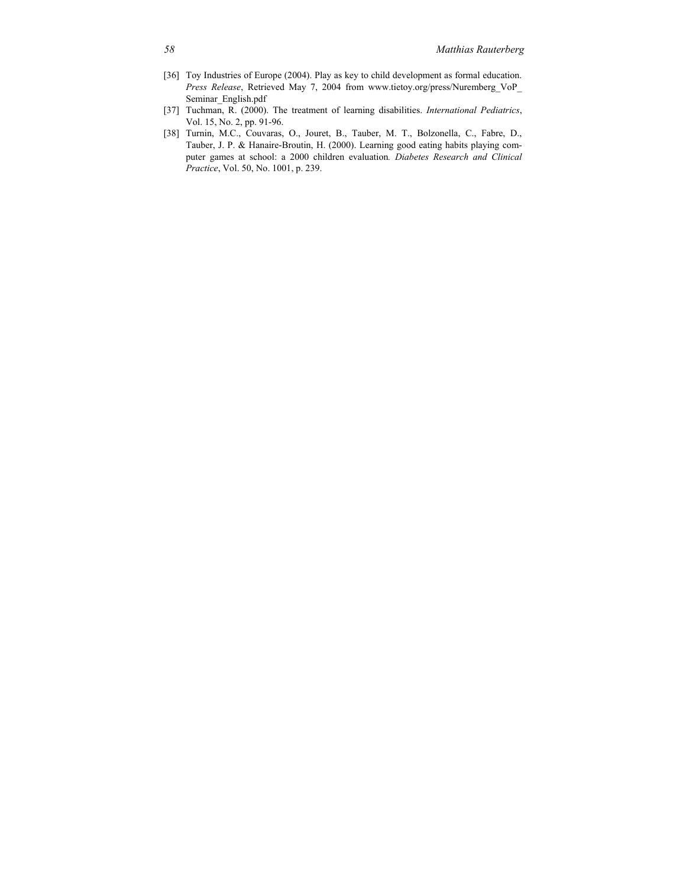[36] Toy Industries of Europe (2004). Play as key to child development as formal education. *Press Release*, Retrieved May 7, 2004 from www.tietoy.org/press/Nuremberg_VoP_Seminar_English.pdf

[37] Tuchman, R. (2000). The treatment of learning disabilities. *International Pediatrics*, Vol. 15, No. 2, pp. 91-96.

[38] Turnin, M.C., Couvaras, O., Jouret, B., Tauber, M. T., Bolzonella, C., Fabre, D., Tauber, J. P. & Hanaire-Broutin, H. (2000). Learning good eating habits playing computer games at school: a 2000 children evaluation*. Diabetes Research and Clinical Practice*, Vol. 50, No. 1001, p. 239.